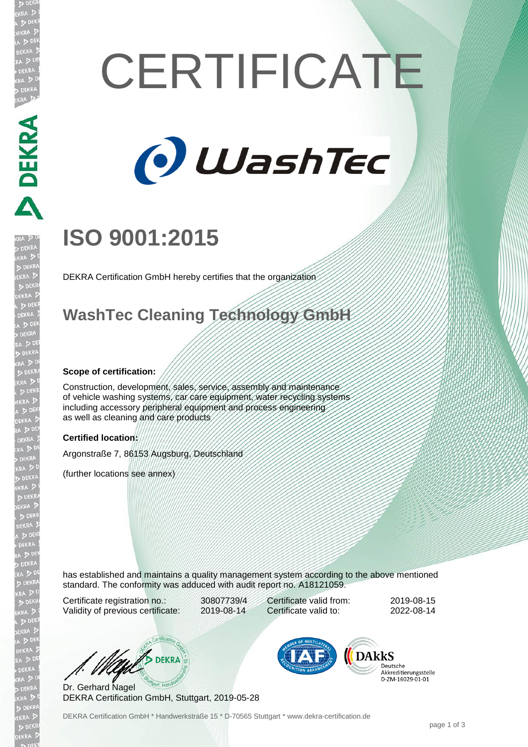# CERTIFICATE

WashTec

# ISO 9001:2015

DEKRA Certification GmbH hereby certifies that the organization

## WashTec Cleaning Technology GmbH

**Scope of certification:**

Construction, development, sales, service, assembly and maintenance of vehicle washing systems, car care equipment, water recycling systems including accessory peripheral equipment and process engineering as well as cleaning and care products

**Certified location:**

Argonstraße 7, 86153 Augsburg, Deutschland

(further locations see annex)

has established and maintains a quality management system according to the above mentioned standard. The conformity was adduced with audit report no. A18121059.

| | | | |
|---|---|---|---|
| Certificate registration no.: | 30807739/4 | Certificate valid from: | 2019-08-15 |
| Validity of previous certificate: | 2019-08-14 | Certificate valid to: | 2022-08-14 |

Dr. Gerhard Nagel
DEKRA Certification GmbH, Stuttgart, 2019-05-28

DAkkS Deutsche Akkreditierungsstelle D-ZM-16029-01-01

DEKRA Certification GmbH * Handwerkstraße 15 * D-70565 Stuttgart * www.dekra-certification.de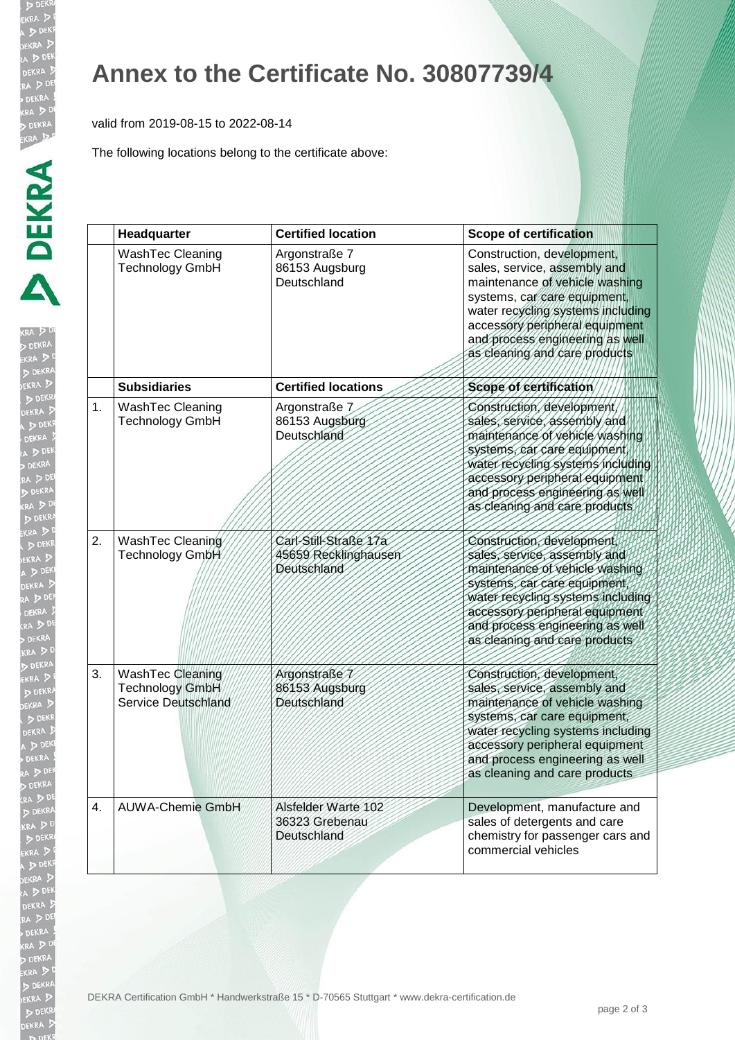# Annex to the Certificate No. 30807739/4

valid from 2019-08-15 to 2022-08-14

The following locations belong to the certificate above:

| | Headquarter | Certified location | Scope of certification |
|---|---|---|---|
| | WashTec Cleaning Technology GmbH | Argonstraße 7<br>86153 Augsburg<br>Deutschland | Construction, development, sales, service, assembly and maintenance of vehicle washing systems, car care equipment, water recycling systems including accessory peripheral equipment and process engineering as well as cleaning and care products |
| | **Subsidiaries** | **Certified locations** | **Scope of certification** |
| 1. | WashTec Cleaning Technology GmbH | Argonstraße 7<br>86153 Augsburg<br>Deutschland | Construction, development, sales, service, assembly and maintenance of vehicle washing systems, car care equipment, water recycling systems including accessory peripheral equipment and process engineering as well as cleaning and care products |
| 2. | WashTec Cleaning Technology GmbH | Carl-Still-Straße 17a<br>45659 Recklinghausen<br>Deutschland | Construction, development, sales, service, assembly and maintenance of vehicle washing systems, car care equipment, water recycling systems including accessory peripheral equipment and process engineering as well as cleaning and care products |
| 3. | WashTec Cleaning Technology GmbH Service Deutschland | Argonstraße 7<br>86153 Augsburg<br>Deutschland | Construction, development, sales, service, assembly and maintenance of vehicle washing systems, car care equipment, water recycling systems including accessory peripheral equipment and process engineering as well as cleaning and care products |
| 4. | AUWA-Chemie GmbH | Alsfelder Warte 102<br>36323 Grebenau<br>Deutschland | Development, manufacture and sales of detergents and care chemistry for passenger cars and commercial vehicles |

DEKRA Certification GmbH * Handwerkstraße 15 * D-70565 Stuttgart * www.dekra-certification.de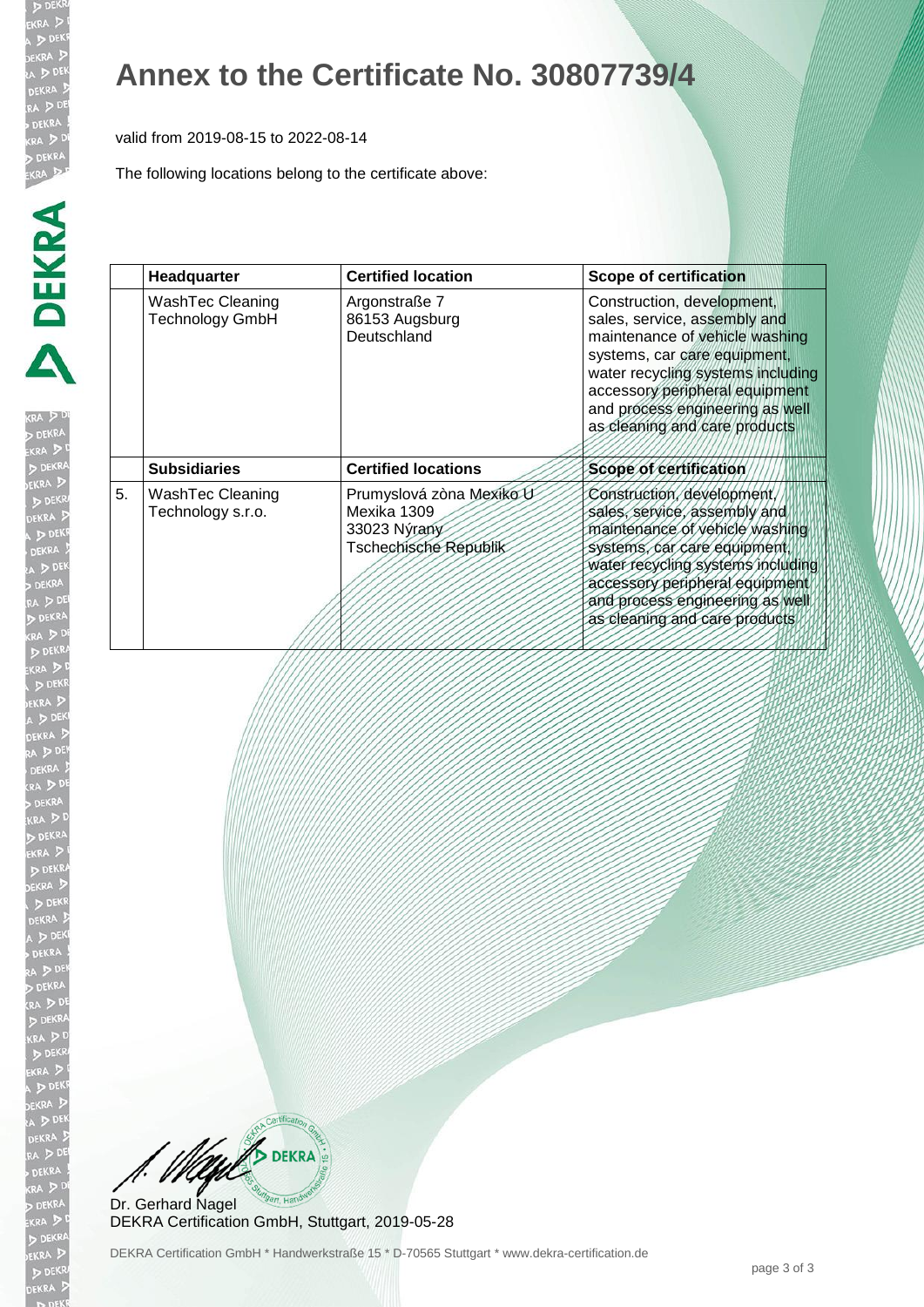# Annex to the Certificate No. 30807739/4

valid from 2019-08-15 to 2022-08-14

The following locations belong to the certificate above:

| | Headquarter | Certified location | Scope of certification |
|---|---|---|---|
| | WashTec Cleaning Technology GmbH | Argonstraße 7<br>86153 Augsburg<br>Deutschland | Construction, development, sales, service, assembly and maintenance of vehicle washing systems, car care equipment, water recycling systems including accessory peripheral equipment and process engineering as well as cleaning and care products |
| | **Subsidiaries** | **Certified locations** | **Scope of certification** |
| 5. | WashTec Cleaning Technology s.r.o. | Prumyslová zòna Mexiko U Mexika 1309<br>33023 Nýrany<br>Tschechische Republik | Construction, development, sales, service, assembly and maintenance of vehicle washing systems, car care equipment, water recycling systems including accessory peripheral equipment and process engineering as well as cleaning and care products |

Dr. Gerhard Nagel
DEKRA Certification GmbH, Stuttgart, 2019-05-28

DEKRA Certification GmbH * Handwerkstraße 15 * D-70565 Stuttgart * www.dekra-certification.de